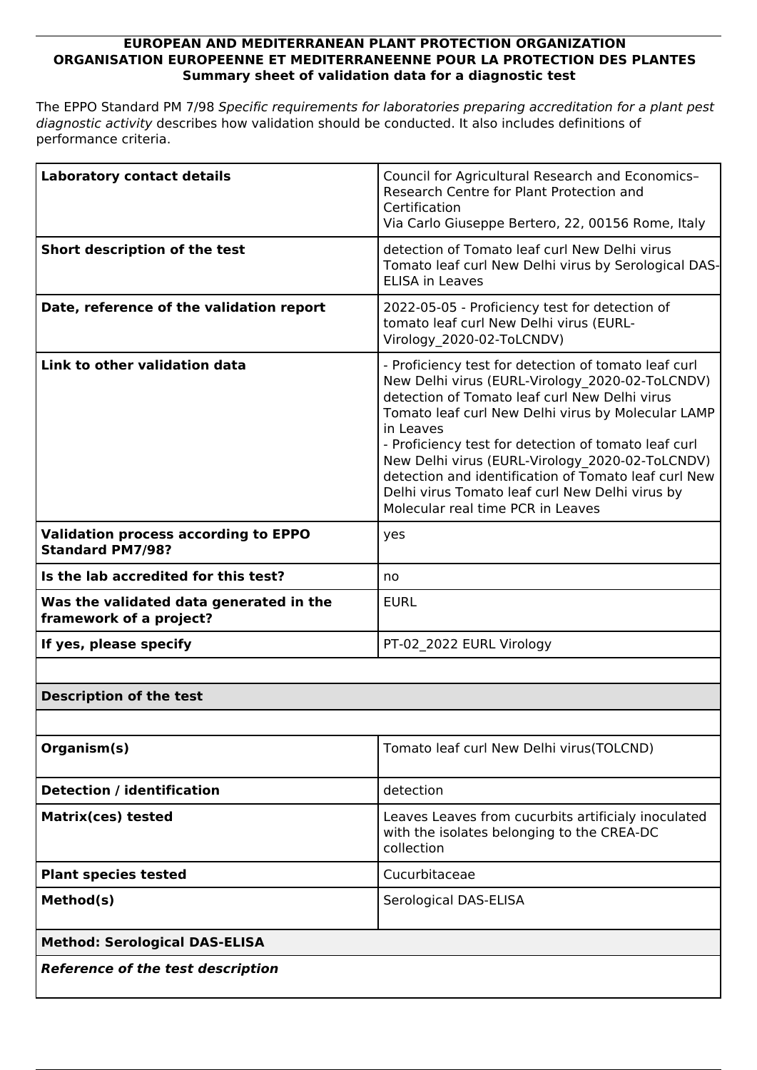**EUROPEAN AND MEDITERRANEAN PLANT PROTECTION ORGANIZATION**
**ORGANISATION EUROPEENNE ET MEDITERRANEENNE POUR LA PROTECTION DES PLANTES**
**Summary sheet of validation data for a diagnostic test**

The EPPO Standard PM 7/98 *Specific requirements for laboratories preparing accreditation for a plant pest diagnostic activity* describes how validation should be conducted. It also includes definitions of performance criteria.

| | |
|---|---|
| **Laboratory contact details** | Council for Agricultural Research and Economics–Research Centre for Plant Protection and Certification<br>Via Carlo Giuseppe Bertero, 22, 00156 Rome, Italy |
| **Short description of the test** | detection of Tomato leaf curl New Delhi virus Tomato leaf curl New Delhi virus by Serological DAS-ELISA in Leaves |
| **Date, reference of the validation report** | 2022-05-05 - Proficiency test for detection of tomato leaf curl New Delhi virus (EURL-Virology_2020-02-ToLCNDV) |
| **Link to other validation data** | - Proficiency test for detection of tomato leaf curl New Delhi virus (EURL-Virology_2020-02-ToLCNDV) detection of Tomato leaf curl New Delhi virus Tomato leaf curl New Delhi virus by Molecular LAMP in Leaves<br>- Proficiency test for detection of tomato leaf curl New Delhi virus (EURL-Virology_2020-02-ToLCNDV) detection and identification of Tomato leaf curl New Delhi virus Tomato leaf curl New Delhi virus by Molecular real time PCR in Leaves |
| **Validation process according to EPPO Standard PM7/98?** | yes |
| **Is the lab accredited for this test?** | no |
| **Was the validated data generated in the framework of a project?** | EURL |
| **If yes, please specify** | PT-02_2022 EURL Virology |

**Description of the test**

| | |
|---|---|
| **Organism(s)** | Tomato leaf curl New Delhi virus(TOLCND) |
| **Detection / identification** | detection |
| **Matrix(ces) tested** | Leaves Leaves from cucurbits artificialy inoculated with the isolates belonging to the CREA-DC collection |
| **Plant species tested** | Cucurbitaceae |
| **Method(s)** | Serological DAS-ELISA |

**Method: Serological DAS-ELISA**

***Reference of the test description***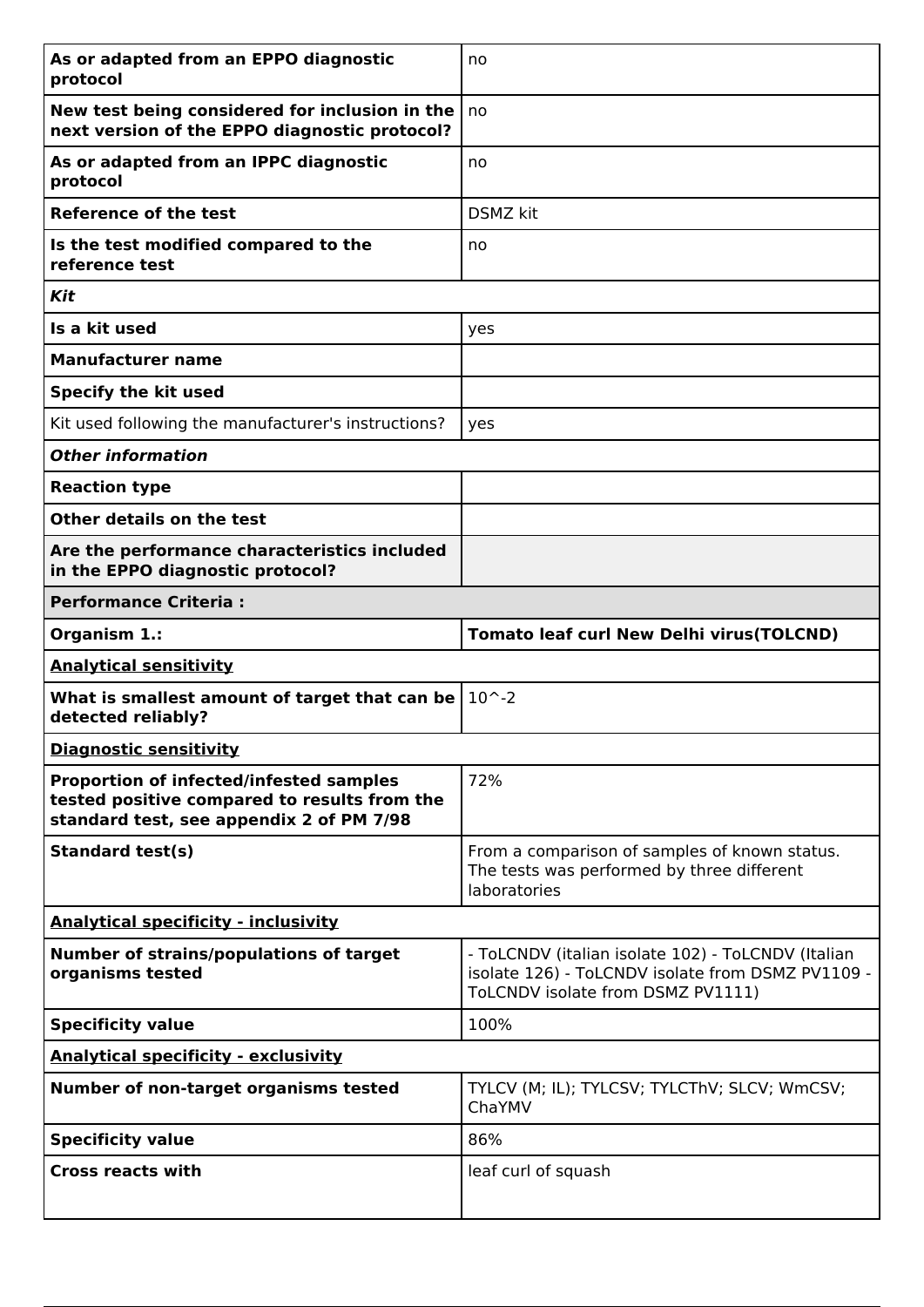| | |
|---|---|
| **As or adapted from an EPPO diagnostic protocol** | no |
| **New test being considered for inclusion in the next version of the EPPO diagnostic protocol?** | no |
| **As or adapted from an IPPC diagnostic protocol** | no |
| **Reference of the test** | DSMZ kit |
| **Is the test modified compared to the reference test** | no |
| ***Kit*** | |
| **Is a kit used** | yes |
| **Manufacturer name** | |
| **Specify the kit used** | |
| Kit used following the manufacturer's instructions? | yes |
| ***Other information*** | |
| **Reaction type** | |
| **Other details on the test** | |
| **Are the performance characteristics included in the EPPO diagnostic protocol?** | |
| **Performance Criteria :** | |
| **Organism 1.:** | **Tomato leaf curl New Delhi virus(TOLCND)** |
| **Analytical sensitivity** | |
| **What is smallest amount of target that can be detected reliably?** | 10^-2 |
| **Diagnostic sensitivity** | |
| **Proportion of infected/infested samples tested positive compared to results from the standard test, see appendix 2 of PM 7/98** | 72% |
| **Standard test(s)** | From a comparison of samples of known status. The tests was performed by three different laboratories |
| **Analytical specificity - inclusivity** | |
| **Number of strains/populations of target organisms tested** | - ToLCNDV (italian isolate 102) - ToLCNDV (Italian isolate 126) - ToLCNDV isolate from DSMZ PV1109 - ToLCNDV isolate from DSMZ PV1111) |
| **Specificity value** | 100% |
| **Analytical specificity - exclusivity** | |
| **Number of non-target organisms tested** | TYLCV (M; IL); TYLCSV; TYLCThV; SLCV; WmCSV; ChaYMV |
| **Specificity value** | 86% |
| **Cross reacts with** | leaf curl of squash |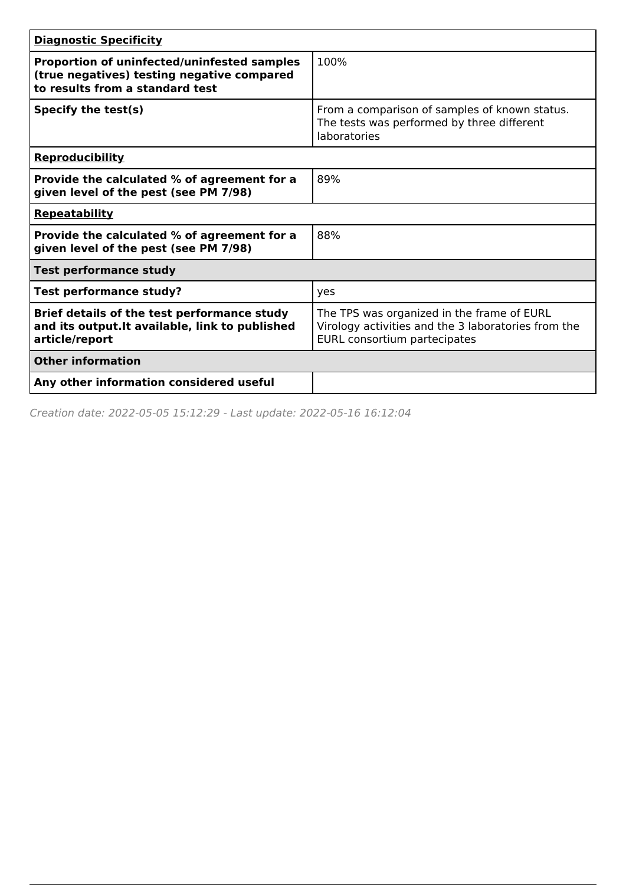| | |
|---|---|
| **Diagnostic Specificity** | |
| **Proportion of uninfected/uninfested samples (true negatives) testing negative compared to results from a standard test** | 100% |
| **Specify the test(s)** | From a comparison of samples of known status. The tests was performed by three different laboratories |
| **Reproducibility** | |
| **Provide the calculated % of agreement for a given level of the pest (see PM 7/98)** | 89% |
| **Repeatability** | |
| **Provide the calculated % of agreement for a given level of the pest (see PM 7/98)** | 88% |
| **Test performance study** | |
| **Test performance study?** | yes |
| **Brief details of the test performance study and its output.It available, link to published article/report** | The TPS was organized in the frame of EURL Virology activities and the 3 laboratories from the EURL consortium partecipates |
| **Other information** | |
| **Any other information considered useful** | |

*Creation date: 2022-05-05 15:12:29 - Last update: 2022-05-16 16:12:04*